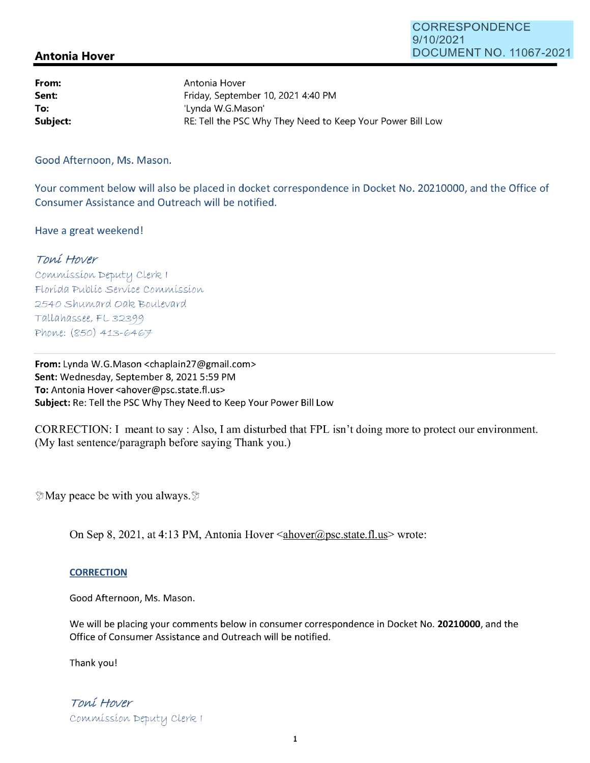CORRESPONDENCE
9/10/2021
DOCUMENT NO. 11067-2021

## Antonia Hover

| | |
|---|---|
| **From:** | Antonia Hover |
| **Sent:** | Friday, September 10, 2021 4:40 PM |
| **To:** | 'Lynda W.G.Mason' |
| **Subject:** | RE: Tell the PSC Why They Need to Keep Your Power Bill Low |

Good Afternoon, Ms. Mason.

Your comment below will also be placed in docket correspondence in Docket No. 20210000, and the Office of Consumer Assistance and Outreach will be notified.

Have a great weekend!

*Toni Hover*
Commission Deputy Clerk I
Florida Public Service Commission
2540 Shumard Oak Boulevard
Tallahassee, FL 32399
Phone: (850) 413-6467

---

**From:** Lynda W.G.Mason <chaplain27@gmail.com>
**Sent:** Wednesday, September 8, 2021 5:59 PM
**To:** Antonia Hover <ahover@psc.state.fl.us>
**Subject:** Re: Tell the PSC Why They Need to Keep Your Power Bill Low

CORRECTION: I meant to say : Also, I am disturbed that FPL isn't doing more to protect our environment. (My last sentence/paragraph before saying Thank you.)

🕊May peace be with you always.🕊

> On Sep 8, 2021, at 4:13 PM, Antonia Hover <ahover@psc.state.fl.us> wrote:
>
> **CORRECTION**
>
> Good Afternoon, Ms. Mason.
>
> We will be placing your comments below in consumer correspondence in Docket No. **20210000**, and the Office of Consumer Assistance and Outreach will be notified.
>
> Thank you!
>
> *Toni Hover*
> Commission Deputy Clerk I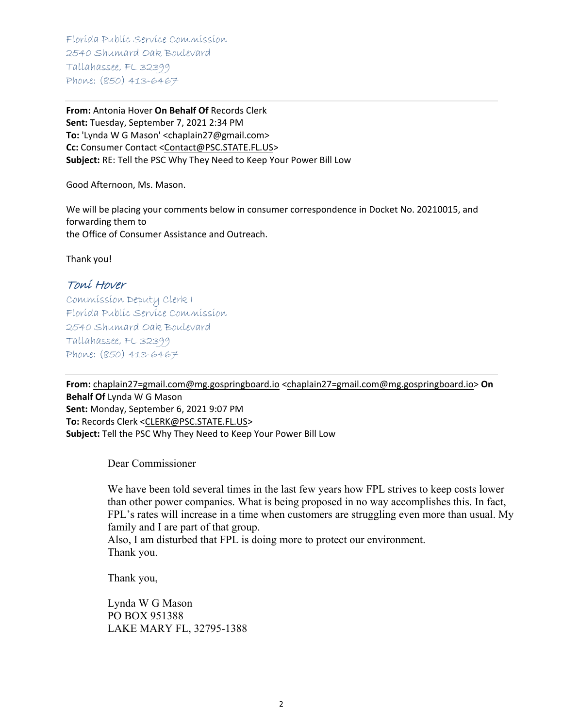Florida Public Service Commission
2540 Shumard Oak Boulevard
Tallahassee, FL 32399
Phone: (850) 413-6467

**From:** Antonia Hover **On Behalf Of** Records Clerk
**Sent:** Tuesday, September 7, 2021 2:34 PM
**To:** 'Lynda W G Mason' <chaplain27@gmail.com>
**Cc:** Consumer Contact <Contact@PSC.STATE.FL.US>
**Subject:** RE: Tell the PSC Why They Need to Keep Your Power Bill Low

Good Afternoon, Ms. Mason.

We will be placing your comments below in consumer correspondence in Docket No. 20210015, and forwarding them to
the Office of Consumer Assistance and Outreach.

Thank you!

*Toni Hover*
Commission Deputy Clerk I
Florida Public Service Commission
2540 Shumard Oak Boulevard
Tallahassee, FL 32399
Phone: (850) 413-6467

**From:** chaplain27=gmail.com@mg.gospringboard.io <chaplain27=gmail.com@mg.gospringboard.io> **On Behalf Of** Lynda W G Mason
**Sent:** Monday, September 6, 2021 9:07 PM
**To:** Records Clerk <CLERK@PSC.STATE.FL.US>
**Subject:** Tell the PSC Why They Need to Keep Your Power Bill Low

Dear Commissioner

We have been told several times in the last few years how FPL strives to keep costs lower than other power companies. What is being proposed in no way accomplishes this. In fact, FPL's rates will increase in a time when customers are struggling even more than usual. My family and I are part of that group.
Also, I am disturbed that FPL is doing more to protect our environment.
Thank you.

Thank you,

Lynda W G Mason
PO BOX 951388
LAKE MARY FL, 32795-1388